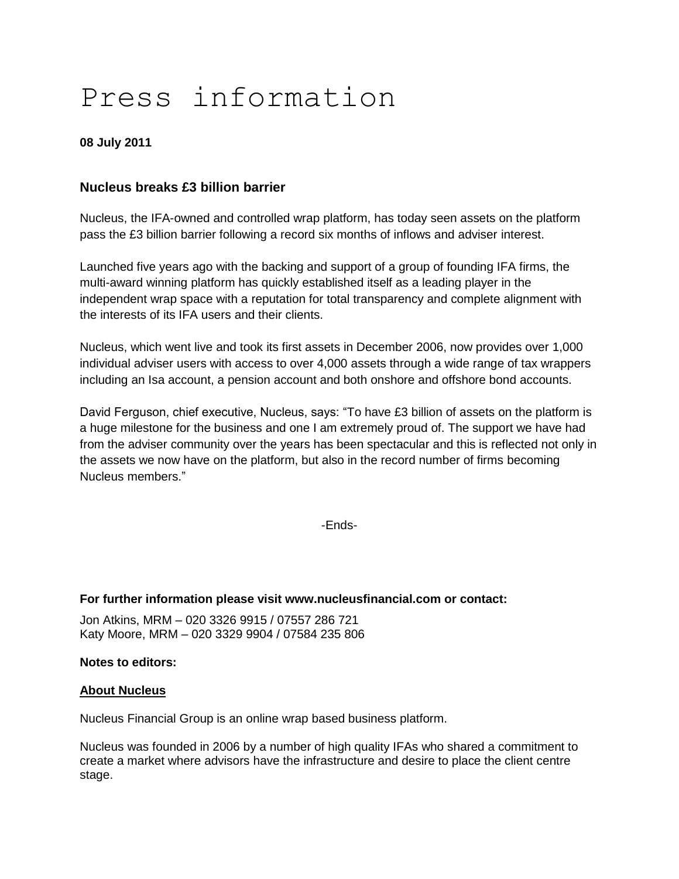# Press information

**08 July 2011**

## Nucleus breaks £3 billion barrier

Nucleus, the IFA-owned and controlled wrap platform, has today seen assets on the platform pass the £3 billion barrier following a record six months of inflows and adviser interest.

Launched five years ago with the backing and support of a group of founding IFA firms, the multi-award winning platform has quickly established itself as a leading player in the independent wrap space with a reputation for total transparency and complete alignment with the interests of its IFA users and their clients.

Nucleus, which went live and took its first assets in December 2006, now provides over 1,000 individual adviser users with access to over 4,000 assets through a wide range of tax wrappers including an Isa account, a pension account and both onshore and offshore bond accounts.

David Ferguson, chief executive, Nucleus, says: "To have £3 billion of assets on the platform is a huge milestone for the business and one I am extremely proud of. The support we have had from the adviser community over the years has been spectacular and this is reflected not only in the assets we now have on the platform, but also in the record number of firms becoming Nucleus members."

-Ends-

**For further information please visit www.nucleusfinancial.com or contact:**

Jon Atkins, MRM – 020 3326 9915 / 07557 286 721
Katy Moore, MRM – 020 3329 9904 / 07584 235 806

**Notes to editors:**

**About Nucleus**

Nucleus Financial Group is an online wrap based business platform.

Nucleus was founded in 2006 by a number of high quality IFAs who shared a commitment to create a market where advisors have the infrastructure and desire to place the client centre stage.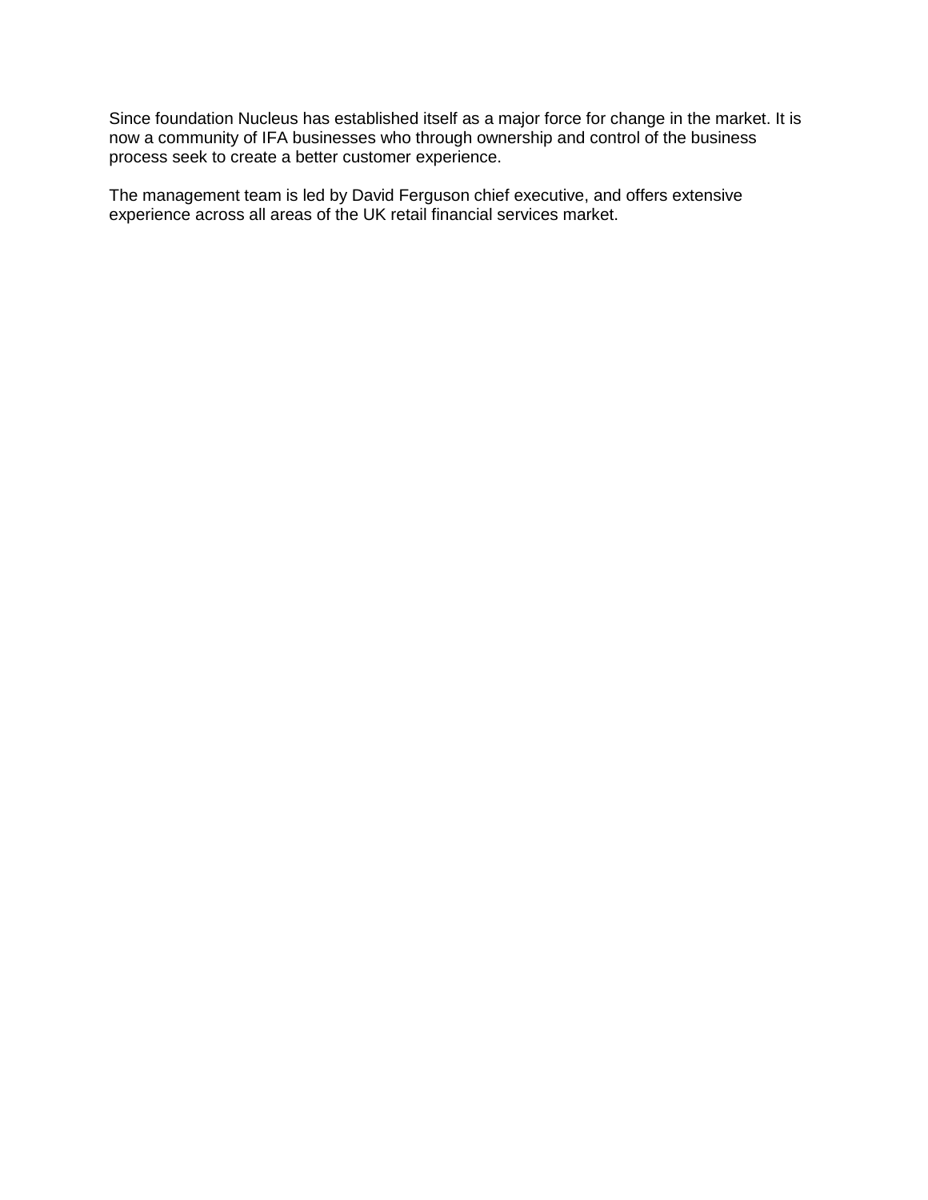Since foundation Nucleus has established itself as a major force for change in the market. It is now a community of IFA businesses who through ownership and control of the business process seek to create a better customer experience.

The management team is led by David Ferguson chief executive, and offers extensive experience across all areas of the UK retail financial services market.